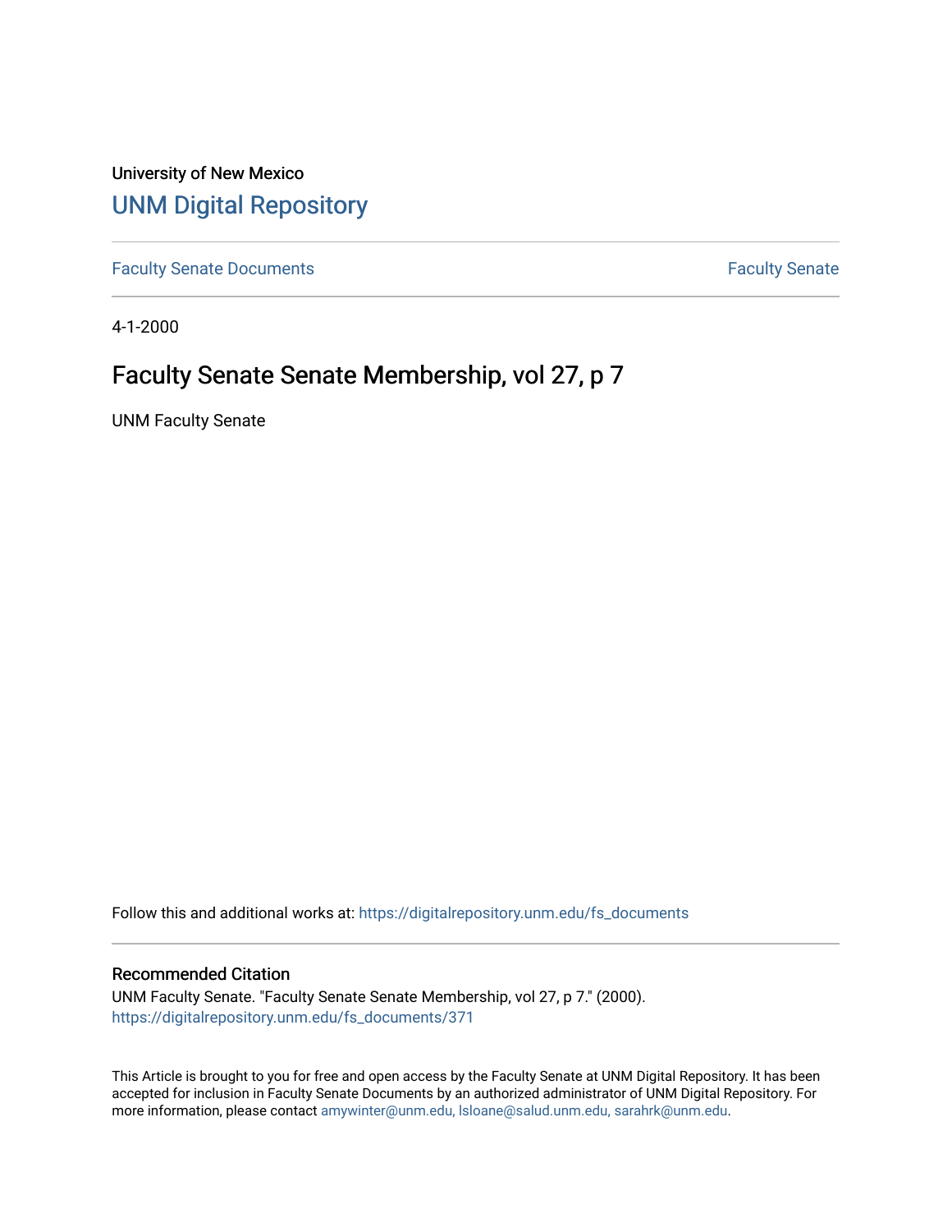University of New Mexico

# UNM Digital Repository

Faculty Senate Documents | Faculty Senate

4-1-2000

## Faculty Senate Senate Membership, vol 27, p 7

UNM Faculty Senate

Follow this and additional works at: https://digitalrepository.unm.edu/fs_documents

### Recommended Citation

UNM Faculty Senate. "Faculty Senate Senate Membership, vol 27, p 7." (2000). https://digitalrepository.unm.edu/fs_documents/371

This Article is brought to you for free and open access by the Faculty Senate at UNM Digital Repository. It has been accepted for inclusion in Faculty Senate Documents by an authorized administrator of UNM Digital Repository. For more information, please contact amywinter@unm.edu, lsloane@salud.unm.edu, sarahrk@unm.edu.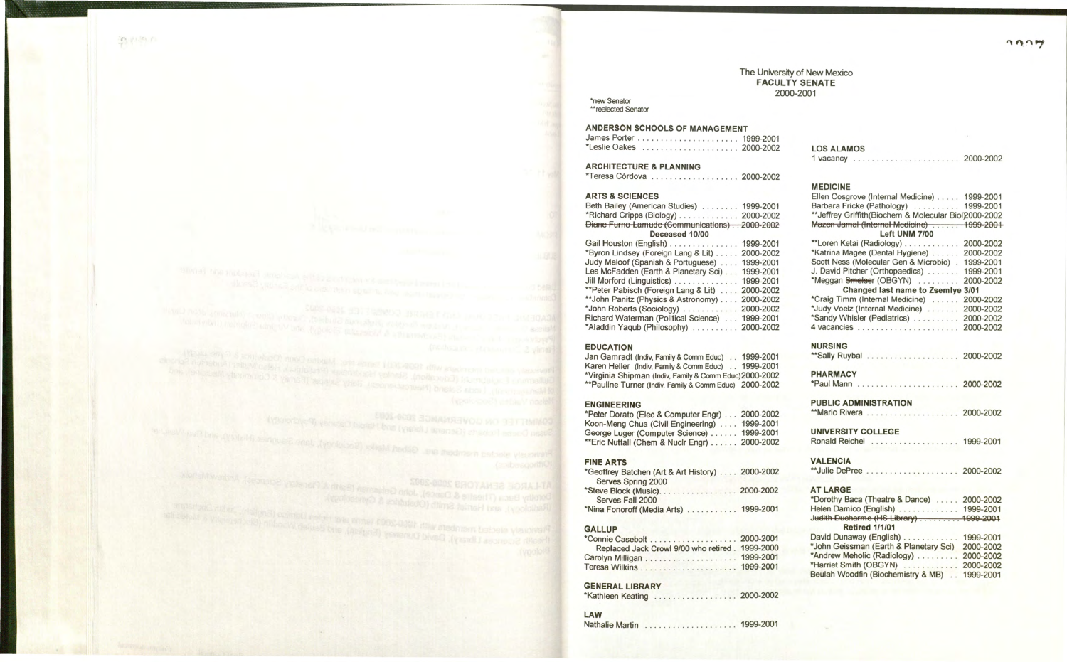The University of New Mexico
**FACULTY SENATE**
2000-2001

*new Senator
**reelected Senator

### ANDERSON SCHOOLS OF MANAGEMENT

James Porter ...................... 1999-2001
*Leslie Oakes ..................... 2000-2002

### ARCHITECTURE & PLANNING

*Teresa Córdova ................... 2000-2002

### ARTS & SCIENCES

Beth Bailey (American Studies) ........ 1999-2001
*Richard Cripps (Biology) ............. 2000-2002
~~Diane Furno-Lamude (Communications) .. 2000-2002~~
**Deceased 10/00**
Gail Houston (English) ............... 1999-2001
*Byron Lindsey (Foreign Lang & Lit) ..... 2000-2002
Judy Maloof (Spanish & Portuguese) .... 1999-2001
Les McFadden (Earth & Planetary Sci) ... 1999-2001
Jill Morford (Linguistics) .............. 1999-2001
**Peter Pabisch (Foreign Lang & Lit) .... 2000-2002
**John Panitz (Physics & Astronomy) .... 2000-2002
*John Roberts (Sociology) ............ 2000-2002
Richard Waterman (Political Science) ... 1999-2001
*Aladdin Yaqub (Philosophy) .......... 2000-2002

### EDUCATION

Jan Gamradt (Indiv, Family & Comm Educ) .. 1999-2001
Karen Heller (Indiv, Family & Comm Educ) .. 1999-2001
*Virginia Shipman (Indiv, Family & Comm Educ) 2000-2002
**Pauline Turner (Indiv, Family & Comm Educ) 2000-2002

### ENGINEERING

*Peter Dorato (Elec & Computer Engr) ... 2000-2002
Koon-Meng Chua (Civil Engineering) .... 1999-2001
George Luger (Computer Science) ...... 1999-2001
**Eric Nuttall (Chem & Nuclr Engr) ...... 2000-2002

### FINE ARTS

*Geoffrey Batchen (Art & Art History) .... 2000-2002
Serves Spring 2000
*Steve Block (Music)................ 2000-2002
Serves Fall 2000
*Nina Fonoroff (Media Arts) ........... 1999-2001

### GALLUP

*Connie Casebolt .................. 2000-2001
Replaced Jack Crowl 9/00 who retired . 1999-2000
Carolyn Milligan .................... 1999-2001
Teresa Wilkins ..................... 1999-2001

### GENERAL LIBRARY

*Kathleen Keating .................. 2000-2002

### LAW

Nathalie Martin .................... 1999-2001

### LOS ALAMOS

1 vacancy ....................... 2000-2002

### MEDICINE

Ellen Cosgrove (Internal Medicine) ..... 1999-2001
Barbara Fricke (Pathology) .......... 1999-2001
**Jeffrey Griffith(Biochem & Molecular Biol)2000-2002
~~Mazen Jamal (Internal Medicine) ....... 1999-2001~~
**Left UNM 7/00**
**Loren Ketai (Radiology) ............ 2000-2002
*Katrina Magee (Dental Hygiene) ...... 2000-2002
Scott Ness (Molecular Gen & Microbio) . 1999-2001
J. David Pitcher (Orthopaedics) ....... 1999-2001
*Meggan ~~Smelser~~ (OBGYN) ......... 2000-2002
**Changed last name to Zsemlye 3/01**
*Craig Timm (Internal Medicine) ...... 2000-2002
*Judy Voelz (Internal Medicine) ....... 2000-2002
*Sandy Whisler (Pediatrics) .......... 2000-2002
4 vacancies ...................... 2000-2002

### NURSING

**Sally Ruybal .................... 2000-2002

### PHARMACY

*Paul Mann ...................... 2000-2002

### PUBLIC ADMINISTRATION

**Mario Rivera .................... 2000-2002

### UNIVERSITY COLLEGE

Ronald Reichel ................... 1999-2001

### VALENCIA

**Julie DePree .................... 2000-2002

### AT LARGE

*Dorothy Baca (Theatre & Dance) ..... 2000-2002
Helen Damico (English) ............. 1999-2001
~~Judith Ducharme (HS Library) ......... 1999-2001~~
**Retired 1/1/01**
David Dunaway (English) ............ 1999-2001
*John Geissman (Earth & Planetary Sci) 2000-2002
*Andrew Meholic (Radiology) ........ 2000-2002
*Harriet Smith (OBGYN) ........... 2000-2002
Beulah Woodfin (Biochemistry & MB) .. 1999-2001